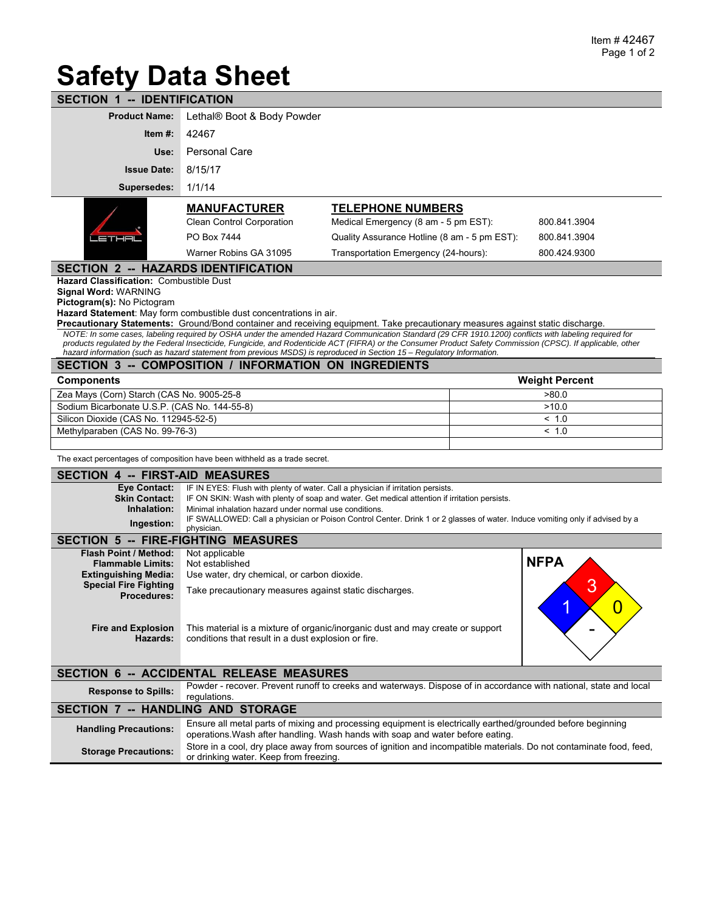# Safety Data Sheet

## SECTION 1 -- IDENTIFICATION

| | |
|---|---|
| **Product Name:** | Lethal® Boot & Body Powder |
| **Item #:** | 42467 |
| **Use:** | Personal Care |
| **Issue Date:** | 8/15/17 |
| **Supersedes:** | 1/1/14 |

**MANUFACTURER**

Clean Control Corporation
PO Box 7444
Warner Robins GA 31095

**TELEPHONE NUMBERS**

| | |
|---|---|
| Medical Emergency (8 am - 5 pm EST): | 800.841.3904 |
| Quality Assurance Hotline (8 am - 5 pm EST): | 800.841.3904 |
| Transportation Emergency (24-hours): | 800.424.9300 |

## SECTION 2 -- HAZARDS IDENTIFICATION

**Hazard Classification:** Combustible Dust
**Signal Word:** WARNING
**Pictogram(s):** No Pictogram
**Hazard Statement**: May form combustible dust concentrations in air.
**Precautionary Statements:** Ground/Bond container and receiving equipment. Take precautionary measures against static discharge.

*NOTE: In some cases, labeling required by OSHA under the amended Hazard Communication Standard (29 CFR 1910.1200) conflicts with labeling required for products regulated by the Federal Insecticide, Fungicide, and Rodenticide ACT (FIFRA) or the Consumer Product Safety Commission (CPSC). If applicable, other hazard information (such as hazard statement from previous MSDS) is reproduced in Section 15 – Regulatory Information.*

## SECTION 3 -- COMPOSITION / INFORMATION ON INGREDIENTS

| Components | Weight Percent |
|---|---|
| Zea Mays (Corn) Starch (CAS No. 9005-25-8 | >80.0 |
| Sodium Bicarbonate U.S.P. (CAS No. 144-55-8) | >10.0 |
| Silicon Dioxide (CAS No. 112945-52-5) | < 1.0 |
| Methylparaben (CAS No. 99-76-3) | < 1.0 |
| | |

The exact percentages of composition have been withheld as a trade secret.

## SECTION 4 -- FIRST-AID MEASURES

| | |
|---|---|
| **Eye Contact:** | IF IN EYES: Flush with plenty of water. Call a physician if irritation persists. |
| **Skin Contact:** | IF ON SKIN: Wash with plenty of soap and water. Get medical attention if irritation persists. |
| **Inhalation:** | Minimal inhalation hazard under normal use conditions. |
| **Ingestion:** | IF SWALLOWED: Call a physician or Poison Control Center. Drink 1 or 2 glasses of water. Induce vomiting only if advised by a physician. |

## SECTION 5 -- FIRE-FIGHTING MEASURES

| | |
|---|---|
| **Flash Point / Method:** | Not applicable |
| **Flammable Limits:** | Not established |
| **Extinguishing Media:** | Use water, dry chemical, or carbon dioxide. |
| **Special Fire Fighting Procedures:** | Take precautionary measures against static discharges. |
| **Fire and Explosion Hazards:** | This material is a mixture of organic/inorganic dust and may create or support conditions that result in a dust explosion or fire. |

**NFPA**

| Health | Flammability | Instability | Special |
|---|---|---|---|
| 1 | 3 | 0 | - |

## SECTION 6 -- ACCIDENTAL RELEASE MEASURES

| | |
|---|---|
| **Response to Spills:** | Powder - recover. Prevent runoff to creeks and waterways. Dispose of in accordance with national, state and local regulations. |

## SECTION 7 -- HANDLING AND STORAGE

| | |
|---|---|
| **Handling Precautions:** | Ensure all metal parts of mixing and processing equipment is electrically earthed/grounded before beginning operations.Wash after handling. Wash hands with soap and water before eating. |
| **Storage Precautions:** | Store in a cool, dry place away from sources of ignition and incompatible materials. Do not contaminate food, feed, or drinking water. Keep from freezing. |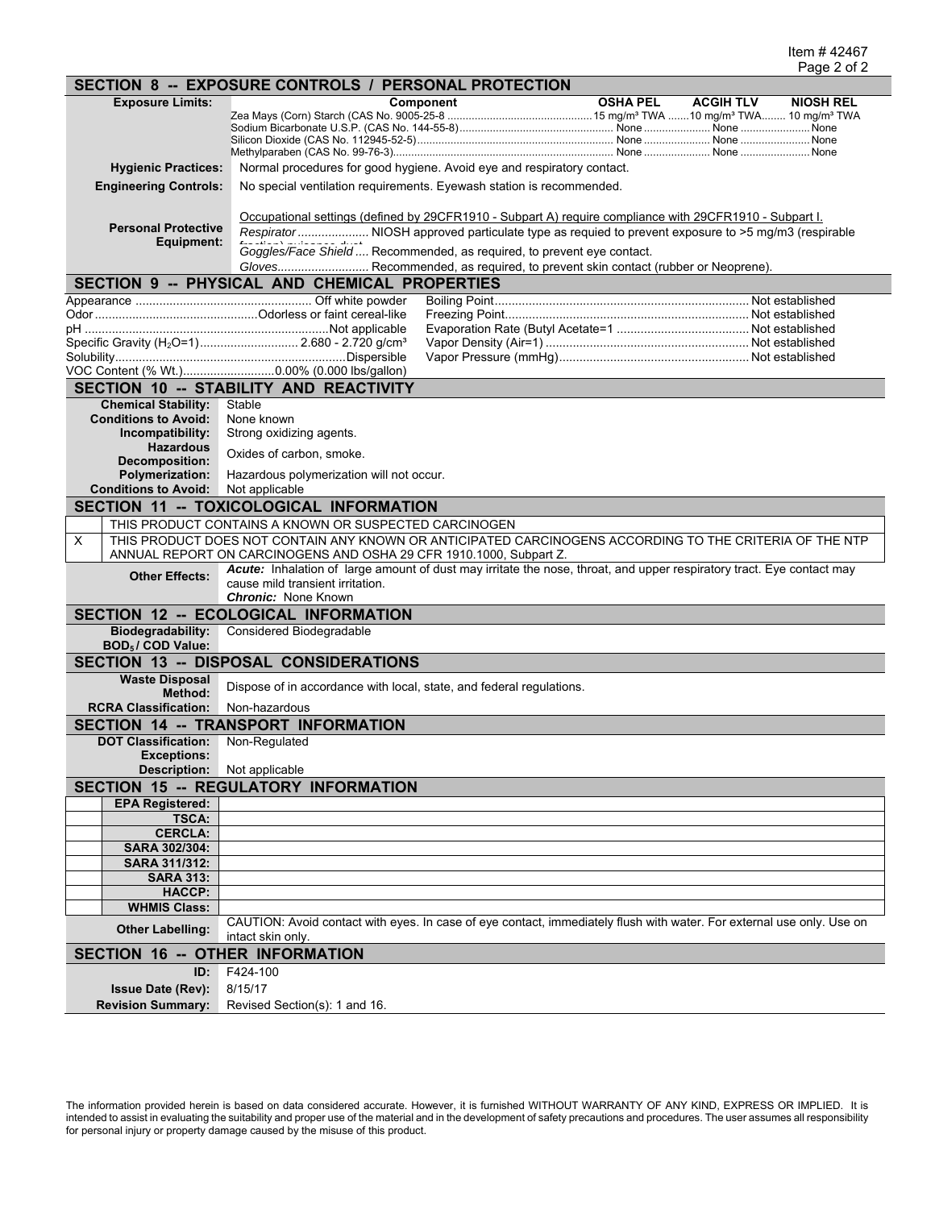Item # 42467

## SECTION 8 -- EXPOSURE CONTROLS / PERSONAL PROTECTION

**Exposure Limits:**

| Component | OSHA PEL | ACGIH TLV | NIOSH REL |
|---|---|---|---|
| Zea Mays (Corn) Starch (CAS No. 9005-25-8 | 15 mg/m³ TWA | 10 mg/m³ TWA | 10 mg/m³ TWA |
| Sodium Bicarbonate U.S.P. (CAS No. 144-55-8) | None | None | None |
| Silicon Dioxide (CAS No. 112945-52-5) | None | None | None |
| Methylparaben (CAS No. 99-76-3) | None | None | None |

**Hygienic Practices:** Normal procedures for good hygiene. Avoid eye and respiratory contact.

**Engineering Controls:** No special ventilation requirements. Eyewash station is recommended.

**Personal Protective Equipment:** Occupational settings (defined by 29CFR1910 - Subpart A) require compliance with 29CFR1910 - Subpart I.
*Respirator* .................... NIOSH approved particulate type as requied to prevent exposure to >5 mg/m3 (respirable fraction) nuisance dust.
*Goggles/Face Shield* .... Recommended, as required, to prevent eye contact.
*Gloves*.......................... Recommended, as required, to prevent skin contact (rubber or Neoprene).

## SECTION 9 -- PHYSICAL AND CHEMICAL PROPERTIES

| | | | |
|---|---|---|---|
| Appearance | Off white powder | Boiling Point | Not established |
| Odor | Odorless or faint cereal-like | Freezing Point | Not established |
| pH | Not applicable | Evaporation Rate (Butyl Acetate=1 | Not established |
| Specific Gravity ($H_2O$=1) | 2.680 - 2.720 g/cm³ | Vapor Density (Air=1) | Not established |
| Solubility | Dispersible | Vapor Pressure (mmHg) | Not established |
| VOC Content (% Wt.) | 0.00% (0.000 lbs/gallon) | | |

## SECTION 10 -- STABILITY AND REACTIVITY

**Chemical Stability:** Stable
**Conditions to Avoid:** None known
**Incompatibility:** Strong oxidizing agents.
**Hazardous Decomposition:** Oxides of carbon, smoke.
**Polymerization:** Hazardous polymerization will not occur.
**Conditions to Avoid:** Not applicable

## SECTION 11 -- TOXICOLOGICAL INFORMATION

| | |
|---|---|
| | THIS PRODUCT CONTAINS A KNOWN OR SUSPECTED CARCINOGEN |
| X | THIS PRODUCT DOES NOT CONTAIN ANY KNOWN OR ANTICIPATED CARCINOGENS ACCORDING TO THE CRITERIA OF THE NTP ANNUAL REPORT ON CARCINOGENS AND OSHA 29 CFR 1910.1000, Subpart Z. |

**Other Effects:** ***Acute:*** Inhalation of large amount of dust may irritate the nose, throat, and upper respiratory tract. Eye contact may cause mild transient irritation.
***Chronic:*** None Known

## SECTION 12 -- ECOLOGICAL INFORMATION

**Biodegradability:** Considered Biodegradable
**$BOD_5$ / COD Value:**

## SECTION 13 -- DISPOSAL CONSIDERATIONS

**Waste Disposal Method:** Dispose of in accordance with local, state, and federal regulations.
**RCRA Classification:** Non-hazardous

## SECTION 14 -- TRANSPORT INFORMATION

**DOT Classification:** Non-Regulated
**Exceptions:**
**Description:** Not applicable

## SECTION 15 -- REGULATORY INFORMATION

| | | |
|---|---|---|
| | EPA Registered: | |
| | TSCA: | |
| | CERCLA: | |
| | SARA 302/304: | |
| | SARA 311/312: | |
| | SARA 313: | |
| | HACCP: | |
| | WHMIS Class: | |

**Other Labelling:** CAUTION: Avoid contact with eyes. In case of eye contact, immediately flush with water. For external use only. Use on intact skin only.

## SECTION 16 -- OTHER INFORMATION

**ID:** F424-100
**Issue Date (Rev):** 8/15/17
**Revision Summary:** Revised Section(s): 1 and 16.

The information provided herein is based on data considered accurate. However, it is furnished WITHOUT WARRANTY OF ANY KIND, EXPRESS OR IMPLIED. It is intended to assist in evaluating the suitability and proper use of the material and in the development of safety precautions and procedures. The user assumes all responsibility for personal injury or property damage caused by the misuse of this product.